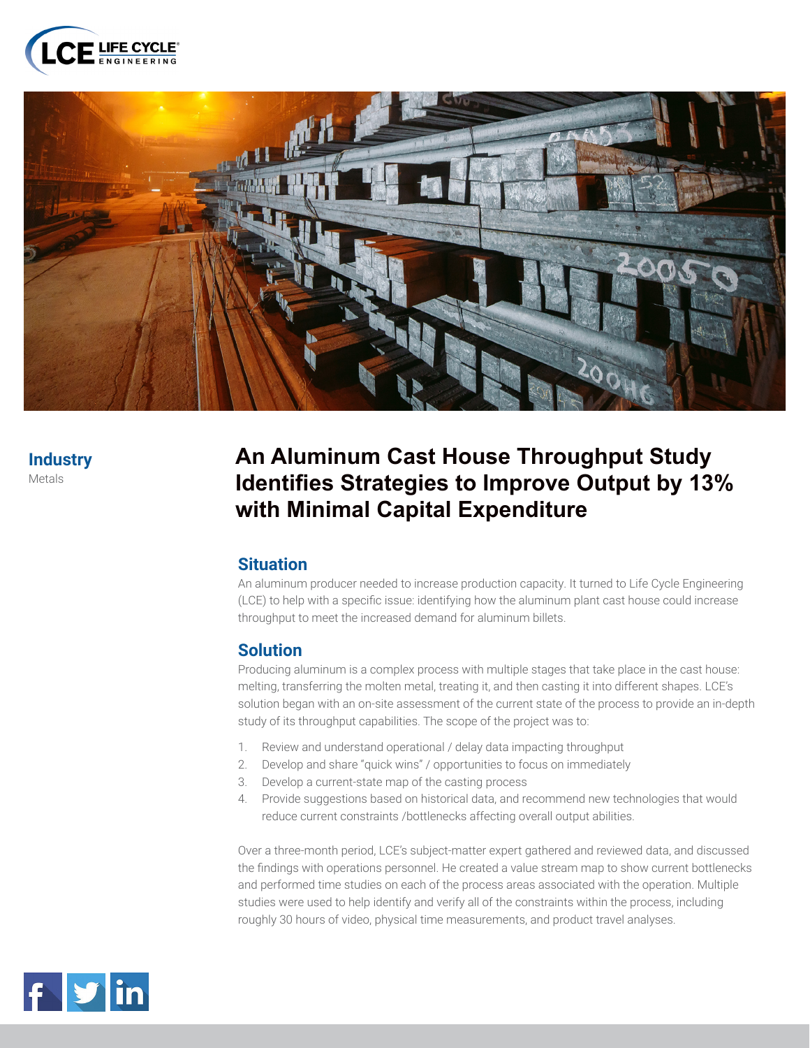**Industry**

Metals

# An Aluminum Cast House Throughput Study Identifies Strategies to Improve Output by 13% with Minimal Capital Expenditure

## Situation

An aluminum producer needed to increase production capacity. It turned to Life Cycle Engineering (LCE) to help with a specific issue: identifying how the aluminum plant cast house could increase throughput to meet the increased demand for aluminum billets.

## Solution

Producing aluminum is a complex process with multiple stages that take place in the cast house: melting, transferring the molten metal, treating it, and then casting it into different shapes. LCE's solution began with an on-site assessment of the current state of the process to provide an in-depth study of its throughput capabilities. The scope of the project was to:

1. Review and understand operational / delay data impacting throughput
2. Develop and share "quick wins" / opportunities to focus on immediately
3. Develop a current-state map of the casting process
4. Provide suggestions based on historical data, and recommend new technologies that would reduce current constraints /bottlenecks affecting overall output abilities.

Over a three-month period, LCE's subject-matter expert gathered and reviewed data, and discussed the findings with operations personnel. He created a value stream map to show current bottlenecks and performed time studies on each of the process areas associated with the operation. Multiple studies were used to help identify and verify all of the constraints within the process, including roughly 30 hours of video, physical time measurements, and product travel analyses.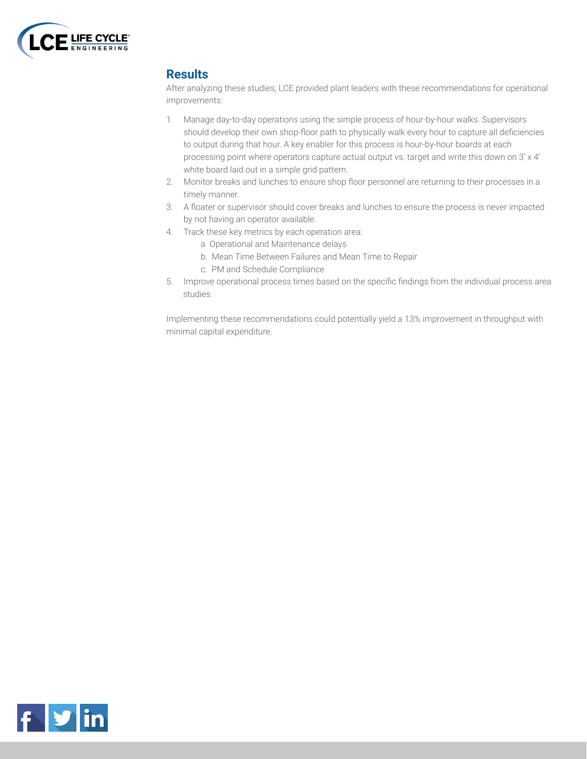## Results

After analyzing these studies, LCE provided plant leaders with these recommendations for operational improvements:

1. Manage day-to-day operations using the simple process of hour-by-hour walks. Supervisors should develop their own shop-floor path to physically walk every hour to capture all deficiencies to output during that hour. A key enabler for this process is hour-by-hour boards at each processing point where operators capture actual output vs. target and write this down on 3' x 4' white board laid out in a simple grid pattern.
2. Monitor breaks and lunches to ensure shop floor personnel are returning to their processes in a timely manner.
3. A floater or supervisor should cover breaks and lunches to ensure the process is never impacted by not having an operator available.
4. Track these key metrics by each operation area:
   a. Operational and Maintenance delays
   b. Mean Time Between Failures and Mean Time to Repair
   c. PM and Schedule Compliance
5. Improve operational process times based on the specific findings from the individual process area studies.

Implementing these recommendations could potentially yield a 13% improvement in throughput with minimal capital expenditure.